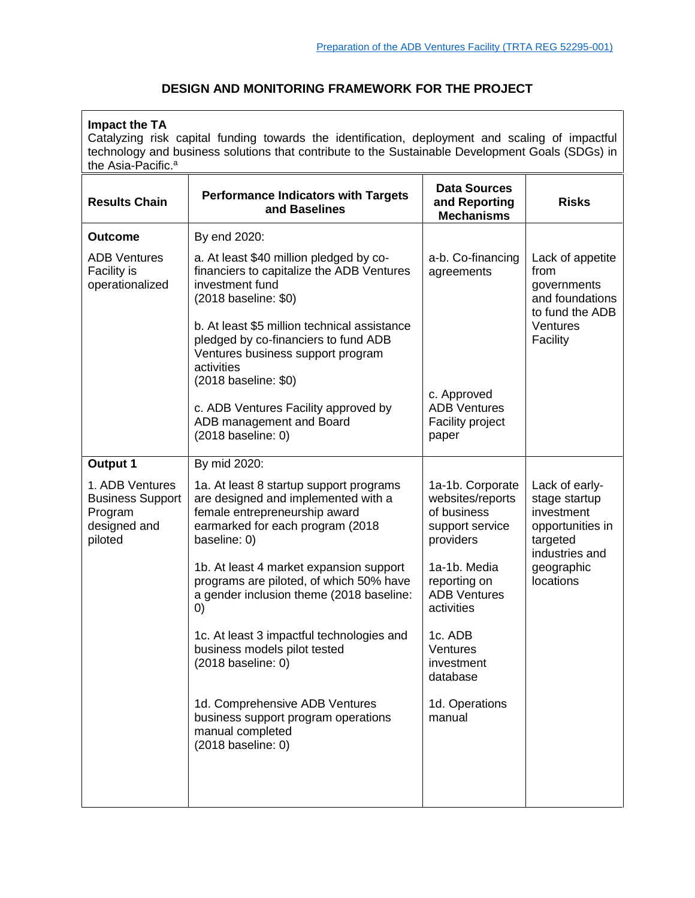Preparation of the ADB Ventures Facility (TRTA REG 52295-001)

## DESIGN AND MONITORING FRAMEWORK FOR THE PROJECT

**Impact the TA**
Catalyzing risk capital funding towards the identification, deployment and scaling of impactful technology and business solutions that contribute to the Sustainable Development Goals (SDGs) in the Asia-Pacific.[a]

| Results Chain | Performance Indicators with Targets and Baselines | Data Sources and Reporting Mechanisms | Risks |
|---|---|---|---|
| **Outcome**<br><br>ADB Ventures Facility is operationalized | By end 2020:<br><br>a. At least $40 million pledged by co-financiers to capitalize the ADB Ventures investment fund (2018 baseline: $0)<br><br>b. At least $5 million technical assistance pledged by co-financiers to fund ADB Ventures business support program activities (2018 baseline: $0)<br><br>c. ADB Ventures Facility approved by ADB management and Board (2018 baseline: 0) | a-b. Co-financing agreements<br><br>c. Approved ADB Ventures Facility project paper | Lack of appetite from governments and foundations to fund the ADB Ventures Facility |
| **Output 1**<br><br>1. ADB Ventures Business Support Program designed and piloted | By mid 2020:<br><br>1a. At least 8 startup support programs are designed and implemented with a female entrepreneurship award earmarked for each program (2018 baseline: 0)<br><br>1b. At least 4 market expansion support programs are piloted, of which 50% have a gender inclusion theme (2018 baseline: 0)<br><br>1c. At least 3 impactful technologies and business models pilot tested (2018 baseline: 0)<br><br>1d. Comprehensive ADB Ventures business support program operations manual completed (2018 baseline: 0) | 1a-1b. Corporate websites/reports of business support service providers<br><br>1a-1b. Media reporting on ADB Ventures activities<br><br>1c. ADB Ventures investment database<br><br>1d. Operations manual | Lack of early-stage startup investment opportunities in targeted industries and geographic locations |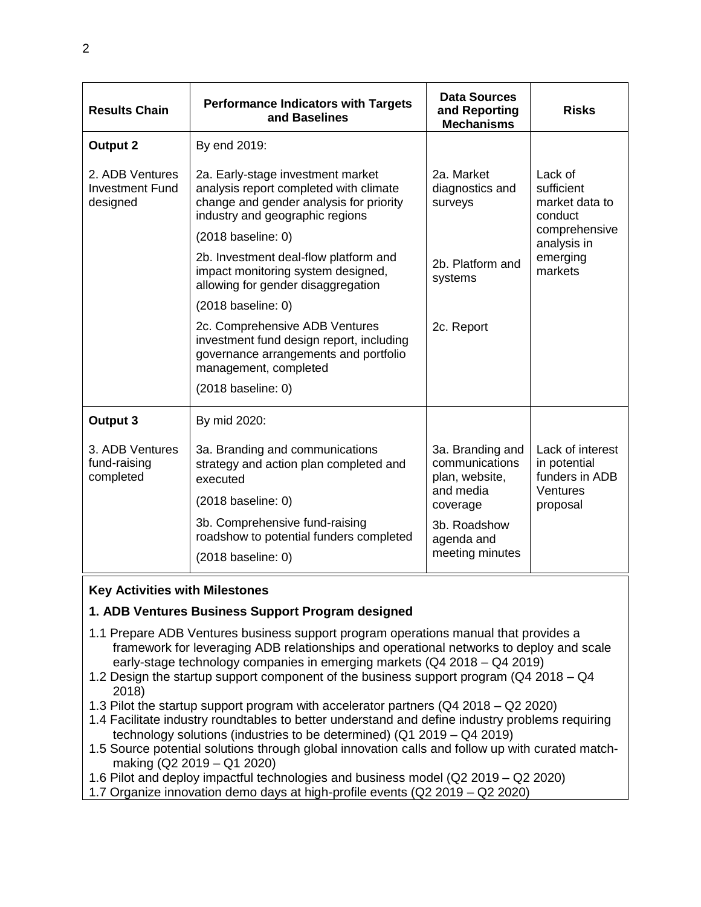| Results Chain | Performance Indicators with Targets and Baselines | Data Sources and Reporting Mechanisms | Risks |
| --- | --- | --- | --- |
| **Output 2**<br><br>2. ADB Ventures Investment Fund designed | By end 2019:<br><br>2a. Early-stage investment market analysis report completed with climate change and gender analysis for priority industry and geographic regions<br>(2018 baseline: 0)<br>2b. Investment deal-flow platform and impact monitoring system designed, allowing for gender disaggregation<br>(2018 baseline: 0)<br>2c. Comprehensive ADB Ventures investment fund design report, including governance arrangements and portfolio management, completed<br>(2018 baseline: 0) | 2a. Market diagnostics and surveys<br><br>2b. Platform and systems<br><br>2c. Report | Lack of sufficient market data to conduct comprehensive analysis in emerging markets |
| **Output 3**<br><br>3. ADB Ventures fund-raising completed | By mid 2020:<br><br>3a. Branding and communications strategy and action plan completed and executed<br>(2018 baseline: 0)<br>3b. Comprehensive fund-raising roadshow to potential funders completed<br>(2018 baseline: 0) | 3a. Branding and communications plan, website, and media coverage<br>3b. Roadshow agenda and meeting minutes | Lack of interest in potential funders in ADB Ventures proposal |

**Key Activities with Milestones**

**1. ADB Ventures Business Support Program designed**

1.1 Prepare ADB Ventures business support program operations manual that provides a framework for leveraging ADB relationships and operational networks to deploy and scale early-stage technology companies in emerging markets (Q4 2018 – Q4 2019)
1.2 Design the startup support component of the business support program (Q4 2018 – Q4 2018)
1.3 Pilot the startup support program with accelerator partners (Q4 2018 – Q2 2020)
1.4 Facilitate industry roundtables to better understand and define industry problems requiring technology solutions (industries to be determined) (Q1 2019 – Q4 2019)
1.5 Source potential solutions through global innovation calls and follow up with curated match-making (Q2 2019 – Q1 2020)
1.6 Pilot and deploy impactful technologies and business model (Q2 2019 – Q2 2020)
1.7 Organize innovation demo days at high-profile events (Q2 2019 – Q2 2020)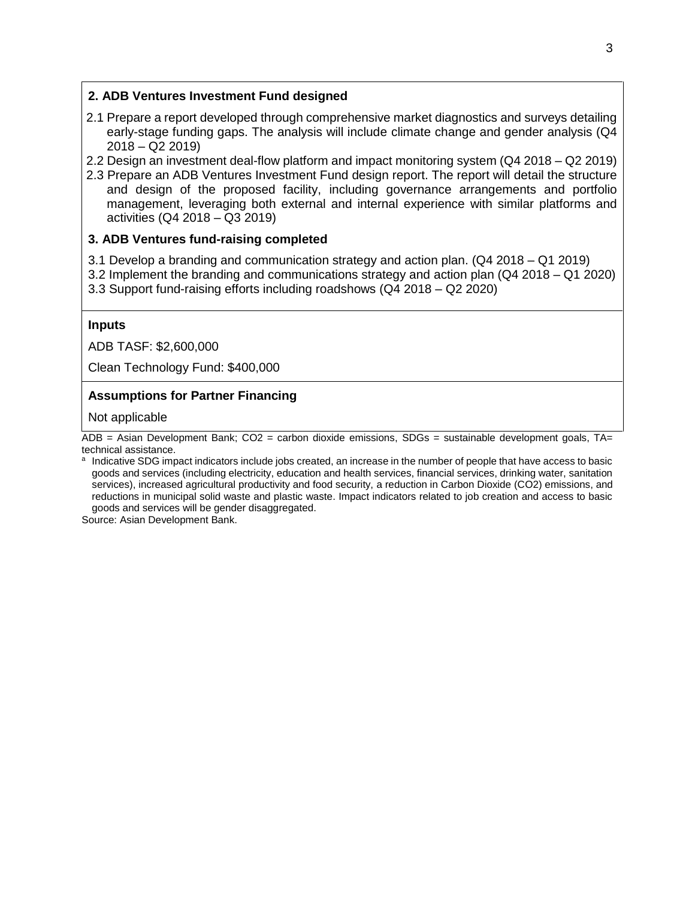**2. ADB Ventures Investment Fund designed**

2.1 Prepare a report developed through comprehensive market diagnostics and surveys detailing early-stage funding gaps. The analysis will include climate change and gender analysis (Q4 2018 – Q2 2019)

2.2 Design an investment deal-flow platform and impact monitoring system (Q4 2018 – Q2 2019)

2.3 Prepare an ADB Ventures Investment Fund design report. The report will detail the structure and design of the proposed facility, including governance arrangements and portfolio management, leveraging both external and internal experience with similar platforms and activities (Q4 2018 – Q3 2019)

**3. ADB Ventures fund-raising completed**

3.1 Develop a branding and communication strategy and action plan. (Q4 2018 – Q1 2019)

3.2 Implement the branding and communications strategy and action plan (Q4 2018 – Q1 2020)

3.3 Support fund-raising efforts including roadshows (Q4 2018 – Q2 2020)

**Inputs**

ADB TASF: $2,600,000

Clean Technology Fund: $400,000

**Assumptions for Partner Financing**

Not applicable

ADB = Asian Development Bank; CO2 = carbon dioxide emissions, SDGs = sustainable development goals, TA= technical assistance.

[a] Indicative SDG impact indicators include jobs created, an increase in the number of people that have access to basic goods and services (including electricity, education and health services, financial services, drinking water, sanitation services), increased agricultural productivity and food security, a reduction in Carbon Dioxide ($CO_2$) emissions, and reductions in municipal solid waste and plastic waste. Impact indicators related to job creation and access to basic goods and services will be gender disaggregated.

Source: Asian Development Bank.